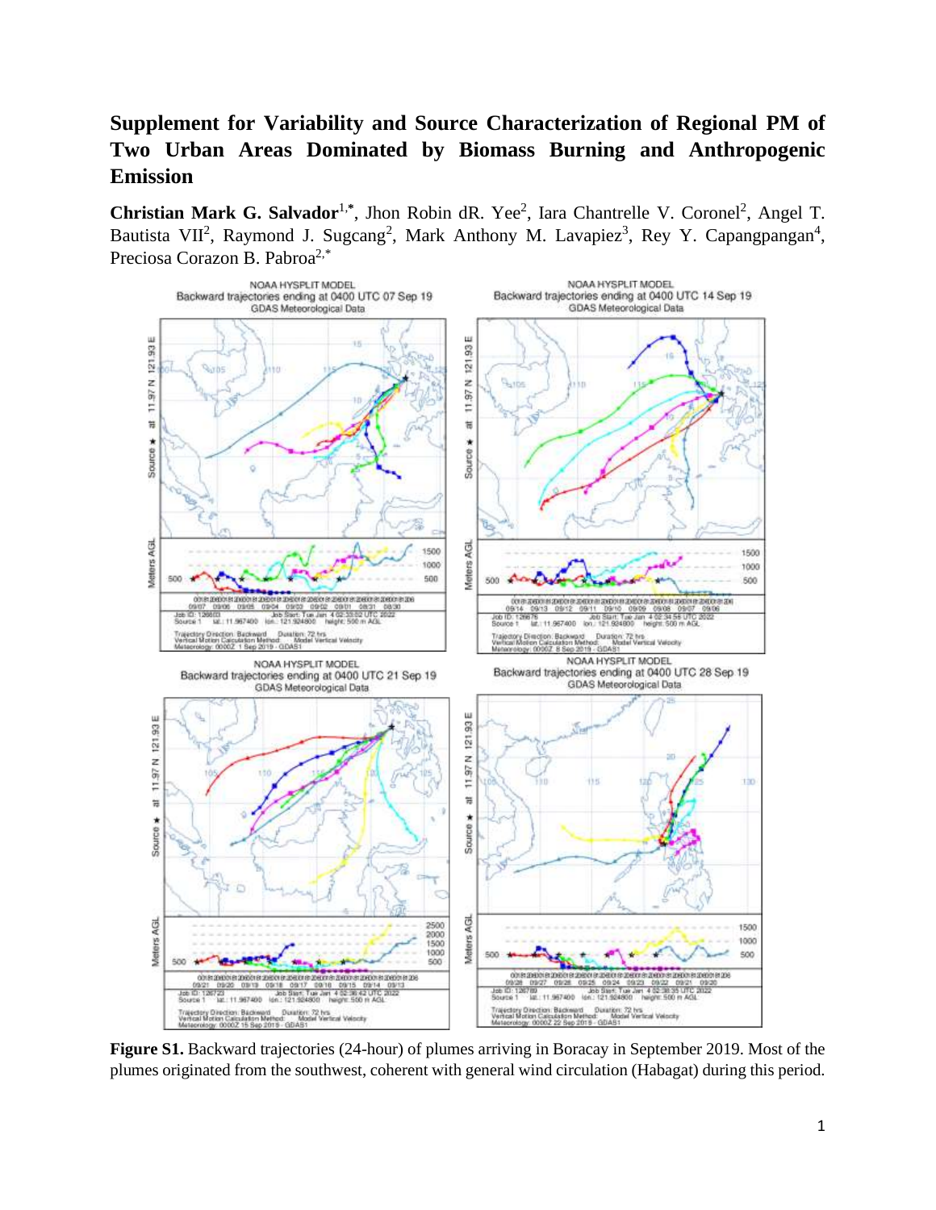# Supplement for Variability and Source Characterization of Regional PM of Two Urban Areas Dominated by Biomass Burning and Anthropogenic Emission

**Christian Mark G. Salvador**[1,*], Jhon Robin dR. Yee[2], Iara Chantrelle V. Coronel[2], Angel T. Bautista VII[2], Raymond J. Sugcang[2], Mark Anthony M. Lavapiez[3], Rey Y. Capangpangan[4], Preciosa Corazon B. Pabroa[2,*]

**Figure S1.** Backward trajectories (24-hour) of plumes arriving in Boracay in September 2019. Most of the plumes originated from the southwest, coherent with general wind circulation (Habagat) during this period.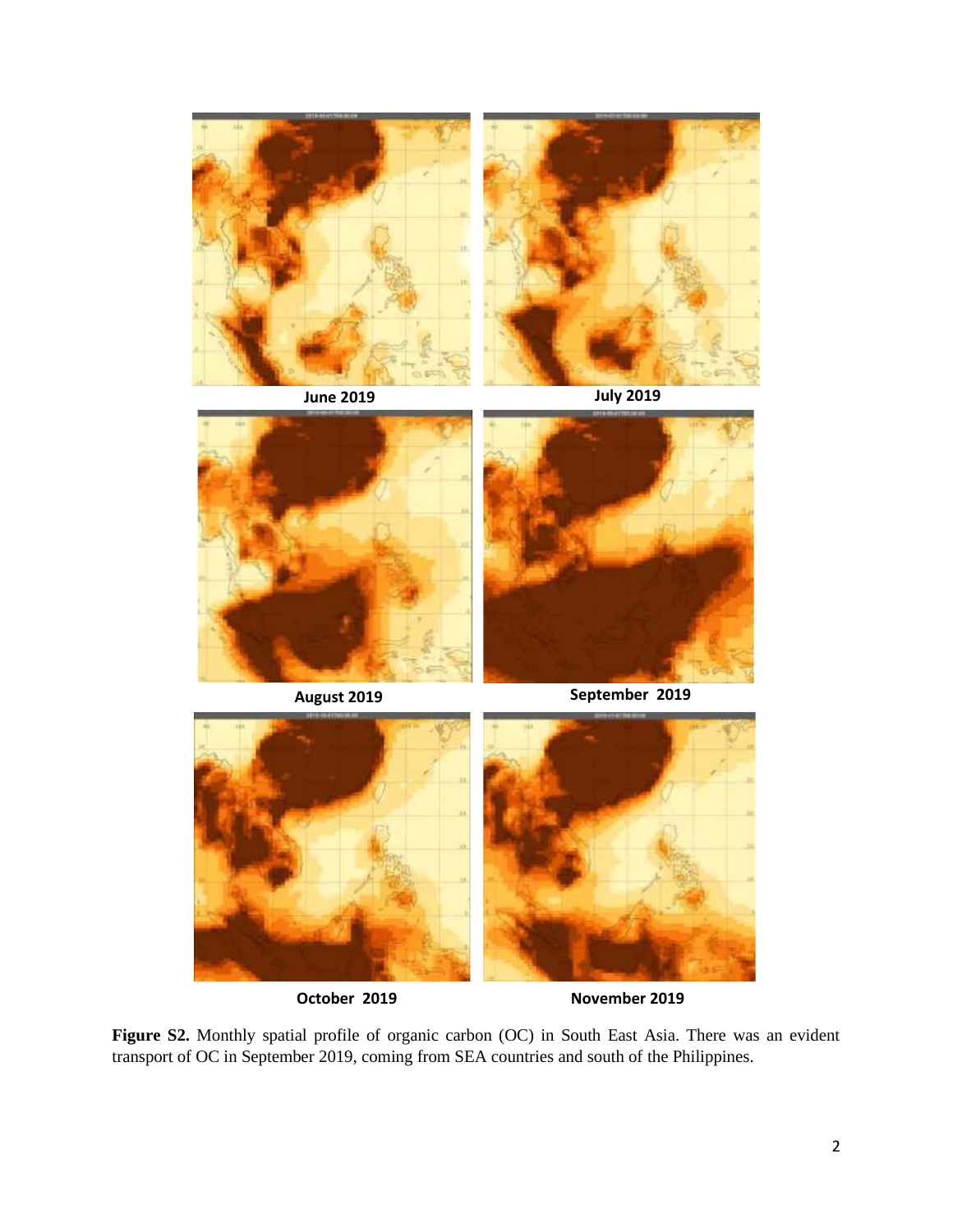June 2019

July 2019

August 2019

September 2019

October 2019

November 2019

**Figure S2.** Monthly spatial profile of organic carbon (OC) in South East Asia. There was an evident transport of OC in September 2019, coming from SEA countries and south of the Philippines.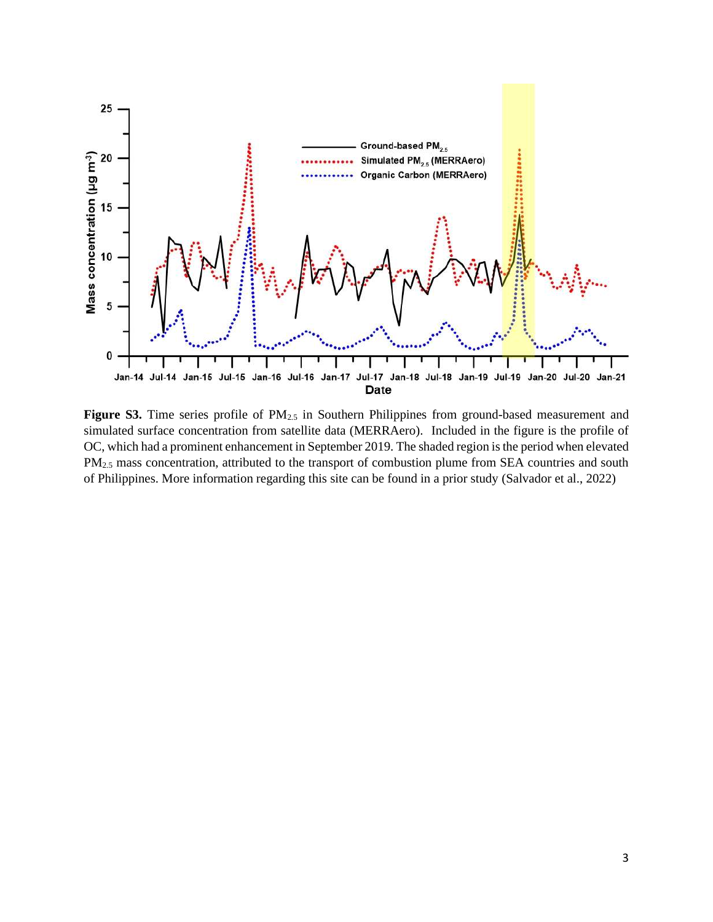**Figure S3.** Time series profile of $PM_{2.5}$ in Southern Philippines from ground-based measurement and simulated surface concentration from satellite data (MERRAero). Included in the figure is the profile of OC, which had a prominent enhancement in September 2019. The shaded region is the period when elevated $PM_{2.5}$ mass concentration, attributed to the transport of combustion plume from SEA countries and south of Philippines. More information regarding this site can be found in a prior study (Salvador et al., 2022)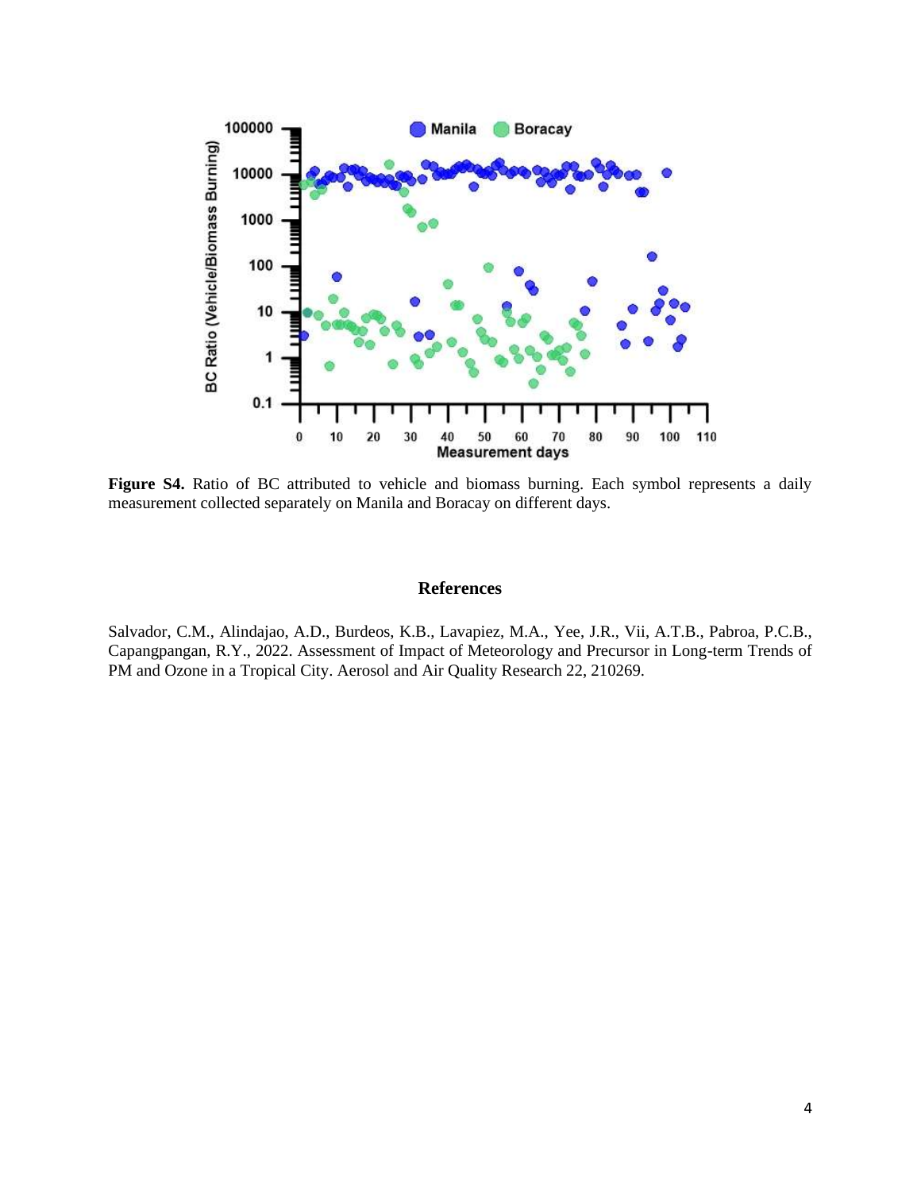Manila Boracay

100000

10000

1000

100

10

1

0.1

BC Ratio (Vehicle/Biomass Burning)

0 10 20 30 40 50 60 70 80 90 100 110

Measurement days

**Figure S4.** Ratio of BC attributed to vehicle and biomass burning. Each symbol represents a daily measurement collected separately on Manila and Boracay on different days.

## References

Salvador, C.M., Alindajao, A.D., Burdeos, K.B., Lavapiez, M.A., Yee, J.R., Vii, A.T.B., Pabroa, P.C.B., Capangpangan, R.Y., 2022. Assessment of Impact of Meteorology and Precursor in Long-term Trends of PM and Ozone in a Tropical City. Aerosol and Air Quality Research 22, 210269.